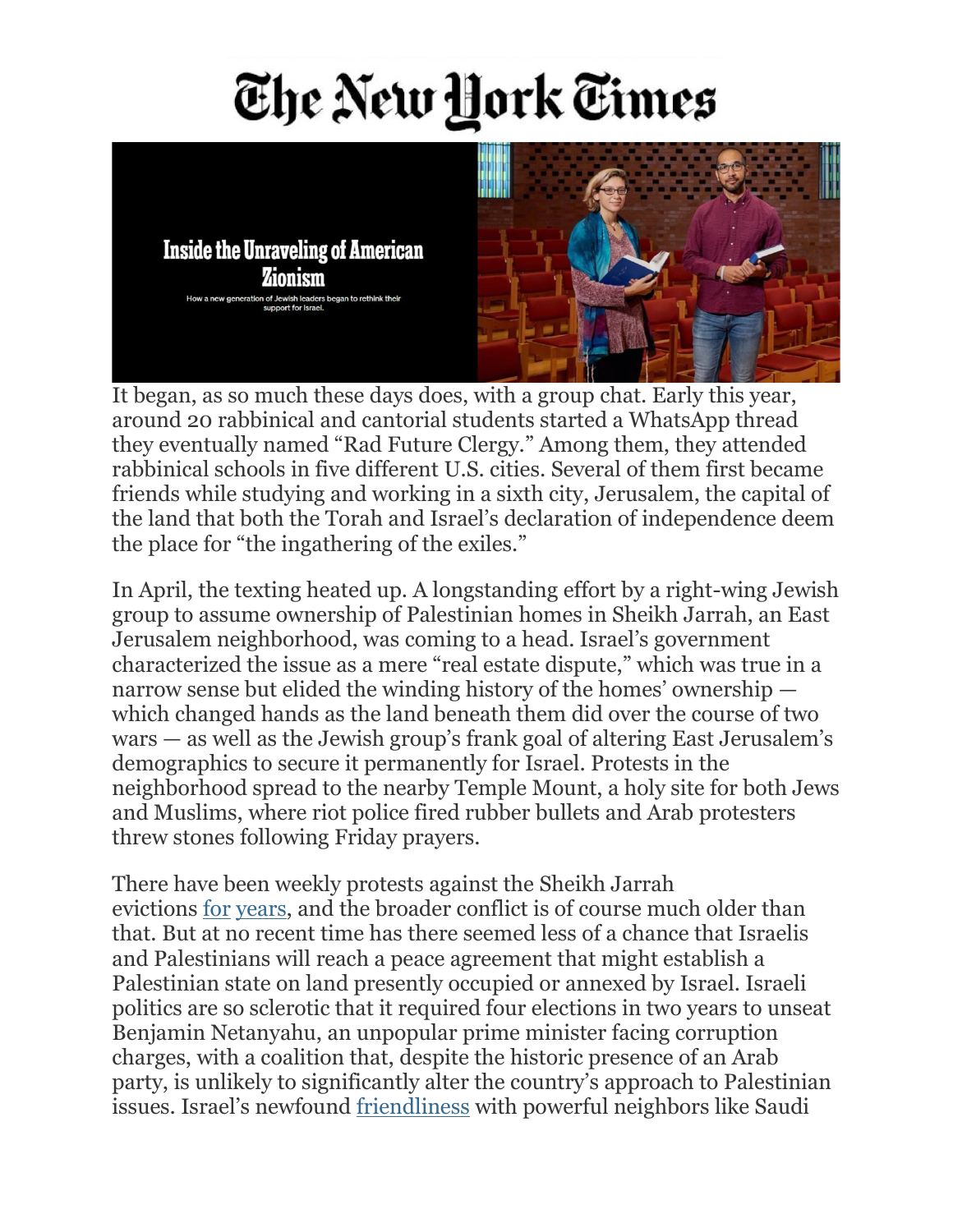# The New York Times

# Inside the Unraveling of American Zionism

How a new generation of Jewish leaders began to rethink their support for Israel.

It began, as so much these days does, with a group chat. Early this year, around 20 rabbinical and cantorial students started a WhatsApp thread they eventually named "Rad Future Clergy." Among them, they attended rabbinical schools in five different U.S. cities. Several of them first became friends while studying and working in a sixth city, Jerusalem, the capital of the land that both the Torah and Israel's declaration of independence deem the place for "the ingathering of the exiles."

In April, the texting heated up. A longstanding effort by a right-wing Jewish group to assume ownership of Palestinian homes in Sheikh Jarrah, an East Jerusalem neighborhood, was coming to a head. Israel's government characterized the issue as a mere "real estate dispute," which was true in a narrow sense but elided the winding history of the homes' ownership — which changed hands as the land beneath them did over the course of two wars — as well as the Jewish group's frank goal of altering East Jerusalem's demographics to secure it permanently for Israel. Protests in the neighborhood spread to the nearby Temple Mount, a holy site for both Jews and Muslims, where riot police fired rubber bullets and Arab protesters threw stones following Friday prayers.

There have been weekly protests against the Sheikh Jarrah evictions for years, and the broader conflict is of course much older than that. But at no recent time has there seemed less of a chance that Israelis and Palestinians will reach a peace agreement that might establish a Palestinian state on land presently occupied or annexed by Israel. Israeli politics are so sclerotic that it required four elections in two years to unseat Benjamin Netanyahu, an unpopular prime minister facing corruption charges, with a coalition that, despite the historic presence of an Arab party, is unlikely to significantly alter the country's approach to Palestinian issues. Israel's newfound friendliness with powerful neighbors like Saudi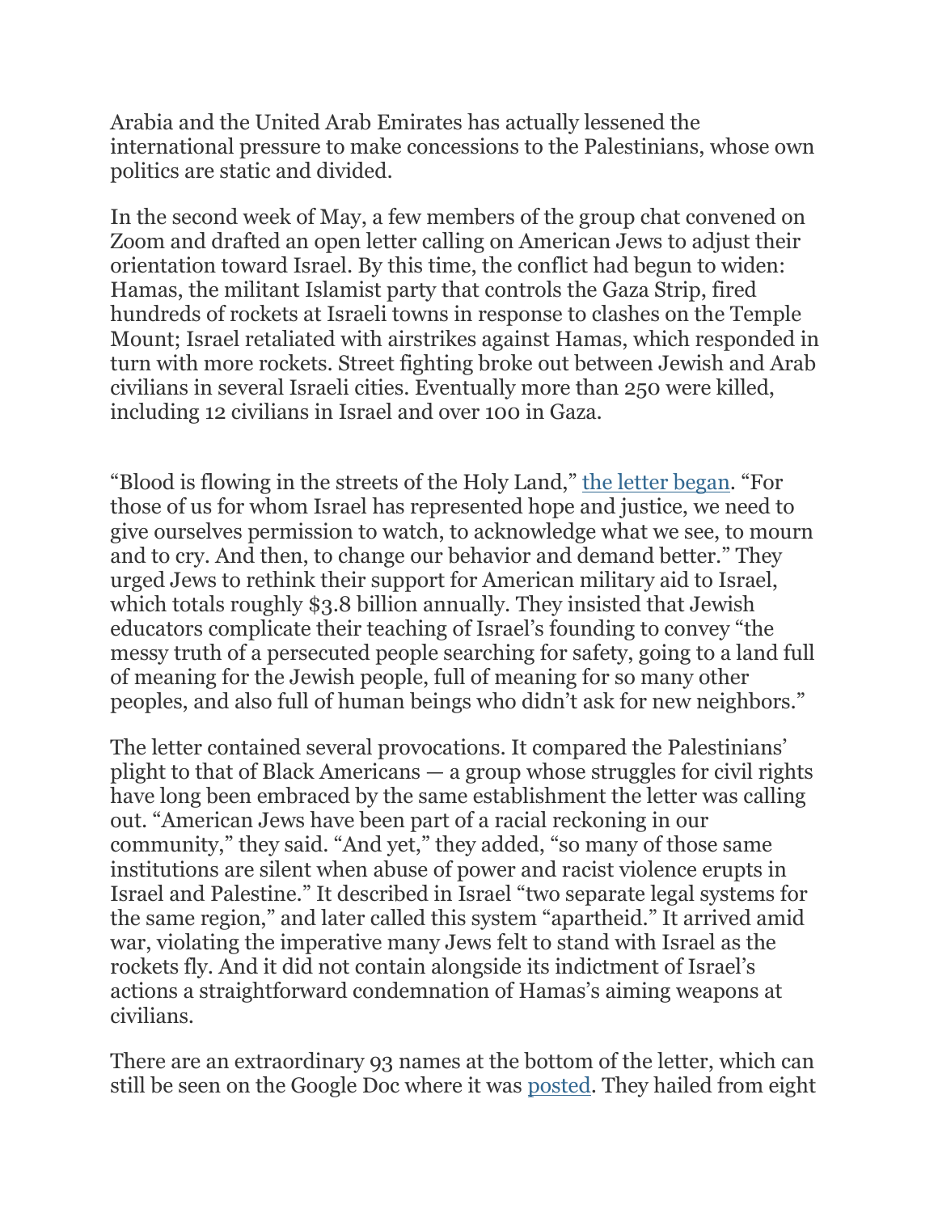Arabia and the United Arab Emirates has actually lessened the international pressure to make concessions to the Palestinians, whose own politics are static and divided.

In the second week of May, a few members of the group chat convened on Zoom and drafted an open letter calling on American Jews to adjust their orientation toward Israel. By this time, the conflict had begun to widen: Hamas, the militant Islamist party that controls the Gaza Strip, fired hundreds of rockets at Israeli towns in response to clashes on the Temple Mount; Israel retaliated with airstrikes against Hamas, which responded in turn with more rockets. Street fighting broke out between Jewish and Arab civilians in several Israeli cities. Eventually more than 250 were killed, including 12 civilians in Israel and over 100 in Gaza.

"Blood is flowing in the streets of the Holy Land," [the letter began](). "For those of us for whom Israel has represented hope and justice, we need to give ourselves permission to watch, to acknowledge what we see, to mourn and to cry. And then, to change our behavior and demand better." They urged Jews to rethink their support for American military aid to Israel, which totals roughly $3.8 billion annually. They insisted that Jewish educators complicate their teaching of Israel's founding to convey "the messy truth of a persecuted people searching for safety, going to a land full of meaning for the Jewish people, full of meaning for so many other peoples, and also full of human beings who didn't ask for new neighbors."

The letter contained several provocations. It compared the Palestinians' plight to that of Black Americans — a group whose struggles for civil rights have long been embraced by the same establishment the letter was calling out. "American Jews have been part of a racial reckoning in our community," they said. "And yet," they added, "so many of those same institutions are silent when abuse of power and racist violence erupts in Israel and Palestine." It described in Israel "two separate legal systems for the same region," and later called this system "apartheid." It arrived amid war, violating the imperative many Jews felt to stand with Israel as the rockets fly. And it did not contain alongside its indictment of Israel's actions a straightforward condemnation of Hamas's aiming weapons at civilians.

There are an extraordinary 93 names at the bottom of the letter, which can still be seen on the Google Doc where it was [posted](). They hailed from eight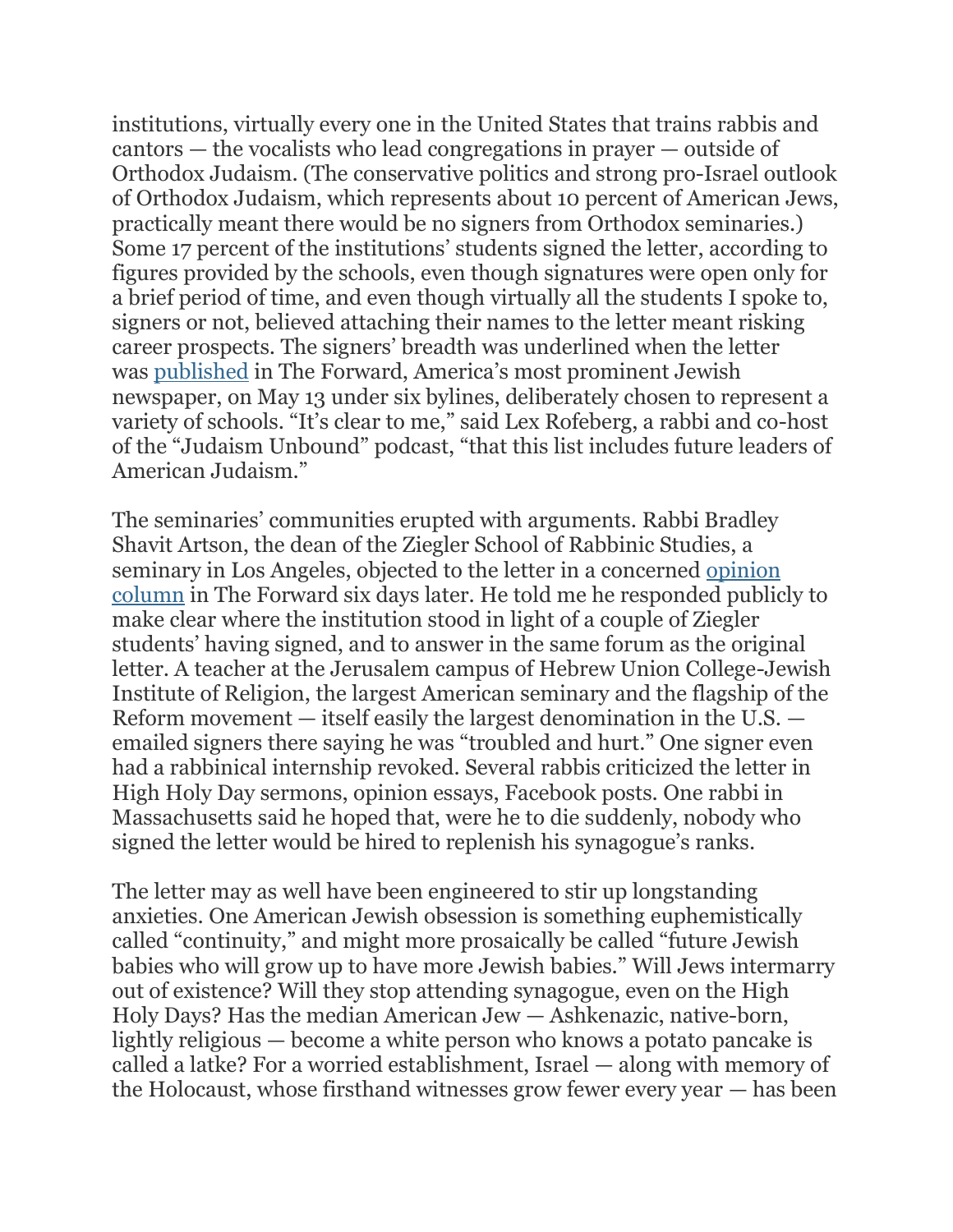institutions, virtually every one in the United States that trains rabbis and cantors — the vocalists who lead congregations in prayer — outside of Orthodox Judaism. (The conservative politics and strong pro-Israel outlook of Orthodox Judaism, which represents about 10 percent of American Jews, practically meant there would be no signers from Orthodox seminaries.) Some 17 percent of the institutions' students signed the letter, according to figures provided by the schools, even though signatures were open only for a brief period of time, and even though virtually all the students I spoke to, signers or not, believed attaching their names to the letter meant risking career prospects. The signers' breadth was underlined when the letter was [published](#) in The Forward, America's most prominent Jewish newspaper, on May 13 under six bylines, deliberately chosen to represent a variety of schools. "It's clear to me," said Lex Rofeberg, a rabbi and co-host of the "Judaism Unbound" podcast, "that this list includes future leaders of American Judaism."

The seminaries' communities erupted with arguments. Rabbi Bradley Shavit Artson, the dean of the Ziegler School of Rabbinic Studies, a seminary in Los Angeles, objected to the letter in a concerned [opinion column](#) in The Forward six days later. He told me he responded publicly to make clear where the institution stood in light of a couple of Ziegler students' having signed, and to answer in the same forum as the original letter. A teacher at the Jerusalem campus of Hebrew Union College-Jewish Institute of Religion, the largest American seminary and the flagship of the Reform movement — itself easily the largest denomination in the U.S. — emailed signers there saying he was "troubled and hurt." One signer even had a rabbinical internship revoked. Several rabbis criticized the letter in High Holy Day sermons, opinion essays, Facebook posts. One rabbi in Massachusetts said he hoped that, were he to die suddenly, nobody who signed the letter would be hired to replenish his synagogue's ranks.

The letter may as well have been engineered to stir up longstanding anxieties. One American Jewish obsession is something euphemistically called "continuity," and might more prosaically be called "future Jewish babies who will grow up to have more Jewish babies." Will Jews intermarry out of existence? Will they stop attending synagogue, even on the High Holy Days? Has the median American Jew — Ashkenazic, native-born, lightly religious — become a white person who knows a potato pancake is called a latke? For a worried establishment, Israel — along with memory of the Holocaust, whose firsthand witnesses grow fewer every year — has been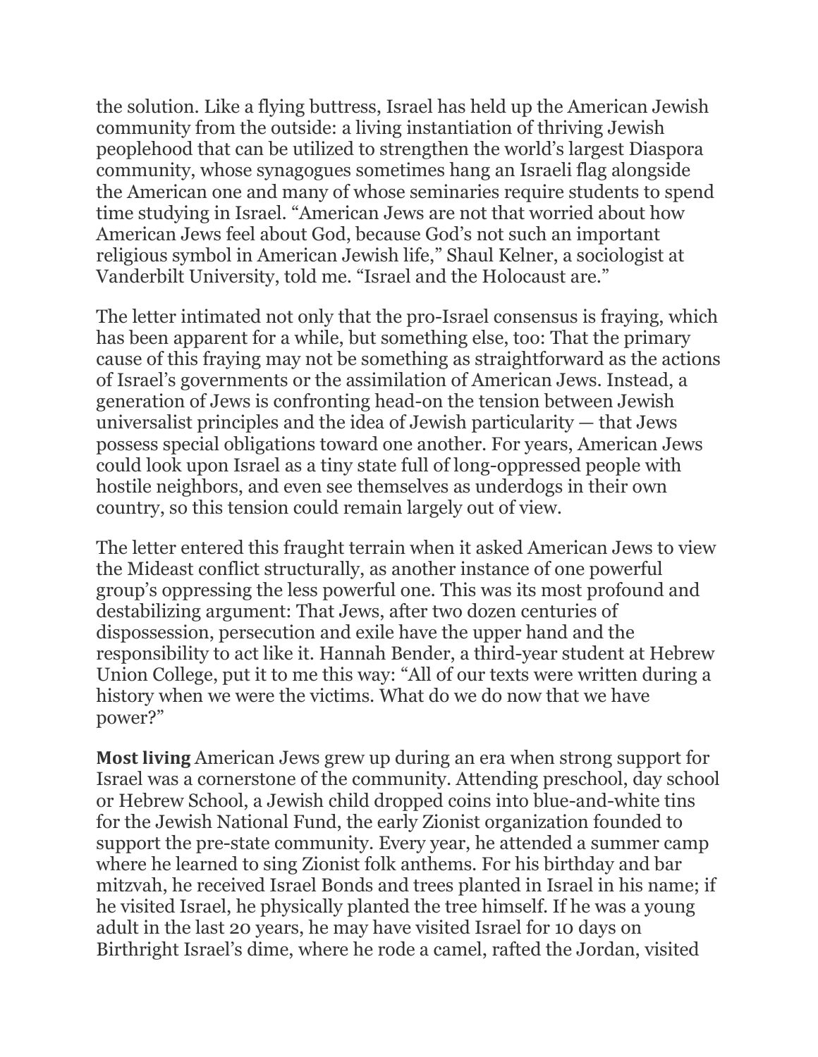the solution. Like a flying buttress, Israel has held up the American Jewish community from the outside: a living instantiation of thriving Jewish peoplehood that can be utilized to strengthen the world's largest Diaspora community, whose synagogues sometimes hang an Israeli flag alongside the American one and many of whose seminaries require students to spend time studying in Israel. "American Jews are not that worried about how American Jews feel about God, because God's not such an important religious symbol in American Jewish life," Shaul Kelner, a sociologist at Vanderbilt University, told me. "Israel and the Holocaust are."

The letter intimated not only that the pro-Israel consensus is fraying, which has been apparent for a while, but something else, too: That the primary cause of this fraying may not be something as straightforward as the actions of Israel's governments or the assimilation of American Jews. Instead, a generation of Jews is confronting head-on the tension between Jewish universalist principles and the idea of Jewish particularity — that Jews possess special obligations toward one another. For years, American Jews could look upon Israel as a tiny state full of long-oppressed people with hostile neighbors, and even see themselves as underdogs in their own country, so this tension could remain largely out of view.

The letter entered this fraught terrain when it asked American Jews to view the Mideast conflict structurally, as another instance of one powerful group's oppressing the less powerful one. This was its most profound and destabilizing argument: That Jews, after two dozen centuries of dispossession, persecution and exile have the upper hand and the responsibility to act like it. Hannah Bender, a third-year student at Hebrew Union College, put it to me this way: "All of our texts were written during a history when we were the victims. What do we do now that we have power?"

**Most living** American Jews grew up during an era when strong support for Israel was a cornerstone of the community. Attending preschool, day school or Hebrew School, a Jewish child dropped coins into blue-and-white tins for the Jewish National Fund, the early Zionist organization founded to support the pre-state community. Every year, he attended a summer camp where he learned to sing Zionist folk anthems. For his birthday and bar mitzvah, he received Israel Bonds and trees planted in Israel in his name; if he visited Israel, he physically planted the tree himself. If he was a young adult in the last 20 years, he may have visited Israel for 10 days on Birthright Israel's dime, where he rode a camel, rafted the Jordan, visited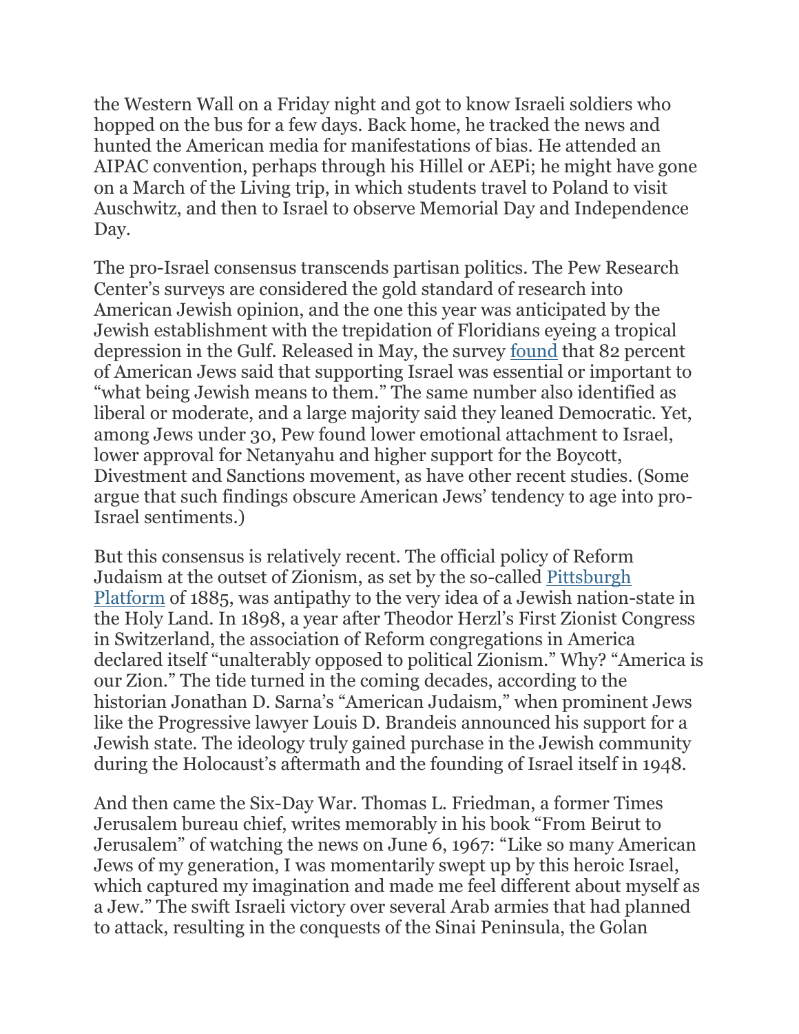the Western Wall on a Friday night and got to know Israeli soldiers who hopped on the bus for a few days. Back home, he tracked the news and hunted the American media for manifestations of bias. He attended an AIPAC convention, perhaps through his Hillel or AEPi; he might have gone on a March of the Living trip, in which students travel to Poland to visit Auschwitz, and then to Israel to observe Memorial Day and Independence Day.

The pro-Israel consensus transcends partisan politics. The Pew Research Center's surveys are considered the gold standard of research into American Jewish opinion, and the one this year was anticipated by the Jewish establishment with the trepidation of Floridians eyeing a tropical depression in the Gulf. Released in May, the survey found that 82 percent of American Jews said that supporting Israel was essential or important to "what being Jewish means to them." The same number also identified as liberal or moderate, and a large majority said they leaned Democratic. Yet, among Jews under 30, Pew found lower emotional attachment to Israel, lower approval for Netanyahu and higher support for the Boycott, Divestment and Sanctions movement, as have other recent studies. (Some argue that such findings obscure American Jews' tendency to age into pro-Israel sentiments.)

But this consensus is relatively recent. The official policy of Reform Judaism at the outset of Zionism, as set by the so-called Pittsburgh Platform of 1885, was antipathy to the very idea of a Jewish nation-state in the Holy Land. In 1898, a year after Theodor Herzl's First Zionist Congress in Switzerland, the association of Reform congregations in America declared itself "unalterably opposed to political Zionism." Why? "America is our Zion." The tide turned in the coming decades, according to the historian Jonathan D. Sarna's "American Judaism," when prominent Jews like the Progressive lawyer Louis D. Brandeis announced his support for a Jewish state. The ideology truly gained purchase in the Jewish community during the Holocaust's aftermath and the founding of Israel itself in 1948.

And then came the Six-Day War. Thomas L. Friedman, a former Times Jerusalem bureau chief, writes memorably in his book "From Beirut to Jerusalem" of watching the news on June 6, 1967: "Like so many American Jews of my generation, I was momentarily swept up by this heroic Israel, which captured my imagination and made me feel different about myself as a Jew." The swift Israeli victory over several Arab armies that had planned to attack, resulting in the conquests of the Sinai Peninsula, the Golan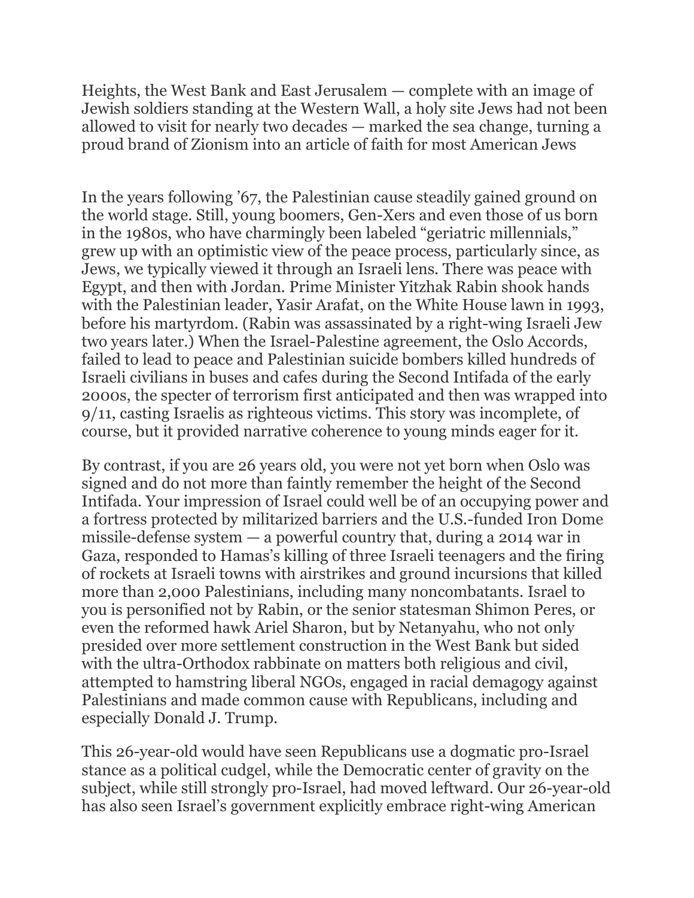Heights, the West Bank and East Jerusalem — complete with an image of Jewish soldiers standing at the Western Wall, a holy site Jews had not been allowed to visit for nearly two decades — marked the sea change, turning a proud brand of Zionism into an article of faith for most American Jews

In the years following ’67, the Palestinian cause steadily gained ground on the world stage. Still, young boomers, Gen-Xers and even those of us born in the 1980s, who have charmingly been labeled “geriatric millennials,” grew up with an optimistic view of the peace process, particularly since, as Jews, we typically viewed it through an Israeli lens. There was peace with Egypt, and then with Jordan. Prime Minister Yitzhak Rabin shook hands with the Palestinian leader, Yasir Arafat, on the White House lawn in 1993, before his martyrdom. (Rabin was assassinated by a right-wing Israeli Jew two years later.) When the Israel-Palestine agreement, the Oslo Accords, failed to lead to peace and Palestinian suicide bombers killed hundreds of Israeli civilians in buses and cafes during the Second Intifada of the early 2000s, the specter of terrorism first anticipated and then was wrapped into 9/11, casting Israelis as righteous victims. This story was incomplete, of course, but it provided narrative coherence to young minds eager for it.

By contrast, if you are 26 years old, you were not yet born when Oslo was signed and do not more than faintly remember the height of the Second Intifada. Your impression of Israel could well be of an occupying power and a fortress protected by militarized barriers and the U.S.-funded Iron Dome missile-defense system — a powerful country that, during a 2014 war in Gaza, responded to Hamas’s killing of three Israeli teenagers and the firing of rockets at Israeli towns with airstrikes and ground incursions that killed more than 2,000 Palestinians, including many noncombatants. Israel to you is personified not by Rabin, or the senior statesman Shimon Peres, or even the reformed hawk Ariel Sharon, but by Netanyahu, who not only presided over more settlement construction in the West Bank but sided with the ultra-Orthodox rabbinate on matters both religious and civil, attempted to hamstring liberal NGOs, engaged in racial demagogy against Palestinians and made common cause with Republicans, including and especially Donald J. Trump.

This 26-year-old would have seen Republicans use a dogmatic pro-Israel stance as a political cudgel, while the Democratic center of gravity on the subject, while still strongly pro-Israel, had moved leftward. Our 26-year-old has also seen Israel’s government explicitly embrace right-wing American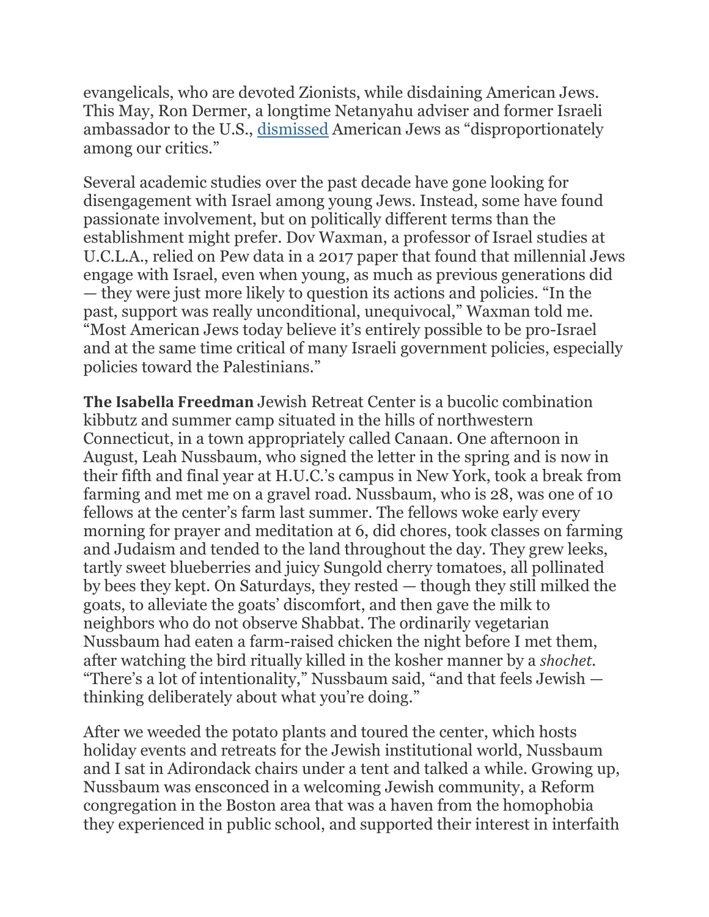evangelicals, who are devoted Zionists, while disdaining American Jews. This May, Ron Dermer, a longtime Netanyahu adviser and former Israeli ambassador to the U.S., dismissed American Jews as "disproportionately among our critics."

Several academic studies over the past decade have gone looking for disengagement with Israel among young Jews. Instead, some have found passionate involvement, but on politically different terms than the establishment might prefer. Dov Waxman, a professor of Israel studies at U.C.L.A., relied on Pew data in a 2017 paper that found that millennial Jews engage with Israel, even when young, as much as previous generations did — they were just more likely to question its actions and policies. "In the past, support was really unconditional, unequivocal," Waxman told me. "Most American Jews today believe it's entirely possible to be pro-Israel and at the same time critical of many Israeli government policies, especially policies toward the Palestinians."

**The Isabella Freedman** Jewish Retreat Center is a bucolic combination kibbutz and summer camp situated in the hills of northwestern Connecticut, in a town appropriately called Canaan. One afternoon in August, Leah Nussbaum, who signed the letter in the spring and is now in their fifth and final year at H.U.C.'s campus in New York, took a break from farming and met me on a gravel road. Nussbaum, who is 28, was one of 10 fellows at the center's farm last summer. The fellows woke early every morning for prayer and meditation at 6, did chores, took classes on farming and Judaism and tended to the land throughout the day. They grew leeks, tartly sweet blueberries and juicy Sungold cherry tomatoes, all pollinated by bees they kept. On Saturdays, they rested — though they still milked the goats, to alleviate the goats' discomfort, and then gave the milk to neighbors who do not observe Shabbat. The ordinarily vegetarian Nussbaum had eaten a farm-raised chicken the night before I met them, after watching the bird ritually killed in the kosher manner by a *shochet*. "There's a lot of intentionality," Nussbaum said, "and that feels Jewish — thinking deliberately about what you're doing."

After we weeded the potato plants and toured the center, which hosts holiday events and retreats for the Jewish institutional world, Nussbaum and I sat in Adirondack chairs under a tent and talked a while. Growing up, Nussbaum was ensconced in a welcoming Jewish community, a Reform congregation in the Boston area that was a haven from the homophobia they experienced in public school, and supported their interest in interfaith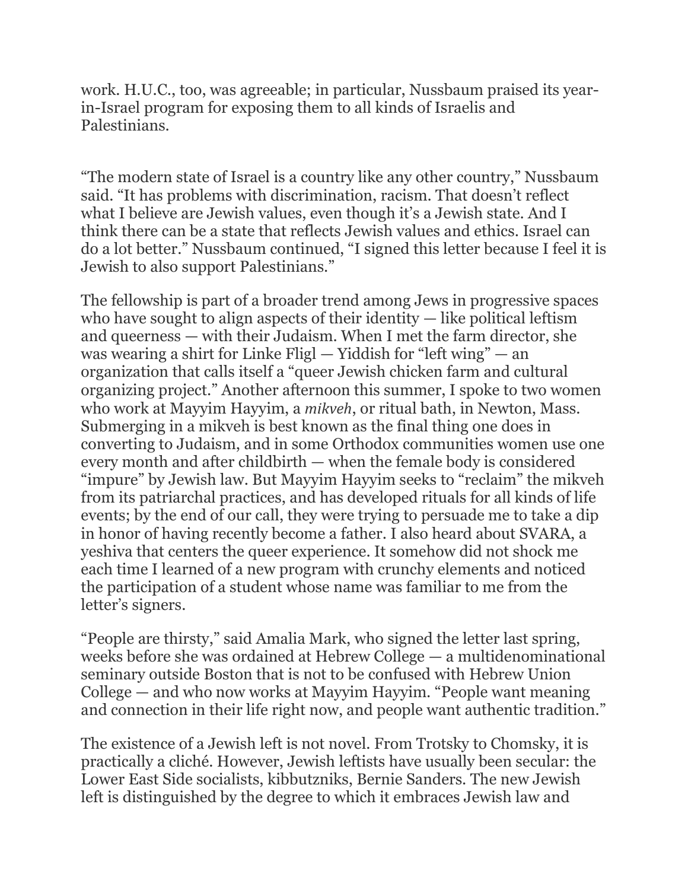work. H.U.C., too, was agreeable; in particular, Nussbaum praised its year-in-Israel program for exposing them to all kinds of Israelis and Palestinians.

"The modern state of Israel is a country like any other country," Nussbaum said. "It has problems with discrimination, racism. That doesn't reflect what I believe are Jewish values, even though it's a Jewish state. And I think there can be a state that reflects Jewish values and ethics. Israel can do a lot better." Nussbaum continued, "I signed this letter because I feel it is Jewish to also support Palestinians."

The fellowship is part of a broader trend among Jews in progressive spaces who have sought to align aspects of their identity — like political leftism and queerness — with their Judaism. When I met the farm director, she was wearing a shirt for Linke Fligl — Yiddish for "left wing" — an organization that calls itself a "queer Jewish chicken farm and cultural organizing project." Another afternoon this summer, I spoke to two women who work at Mayyim Hayyim, a *mikveh*, or ritual bath, in Newton, Mass. Submerging in a mikveh is best known as the final thing one does in converting to Judaism, and in some Orthodox communities women use one every month and after childbirth — when the female body is considered "impure" by Jewish law. But Mayyim Hayyim seeks to "reclaim" the mikveh from its patriarchal practices, and has developed rituals for all kinds of life events; by the end of our call, they were trying to persuade me to take a dip in honor of having recently become a father. I also heard about SVARA, a yeshiva that centers the queer experience. It somehow did not shock me each time I learned of a new program with crunchy elements and noticed the participation of a student whose name was familiar to me from the letter's signers.

"People are thirsty," said Amalia Mark, who signed the letter last spring, weeks before she was ordained at Hebrew College — a multidenominational seminary outside Boston that is not to be confused with Hebrew Union College — and who now works at Mayyim Hayyim. "People want meaning and connection in their life right now, and people want authentic tradition."

The existence of a Jewish left is not novel. From Trotsky to Chomsky, it is practically a cliché. However, Jewish leftists have usually been secular: the Lower East Side socialists, kibbutzniks, Bernie Sanders. The new Jewish left is distinguished by the degree to which it embraces Jewish law and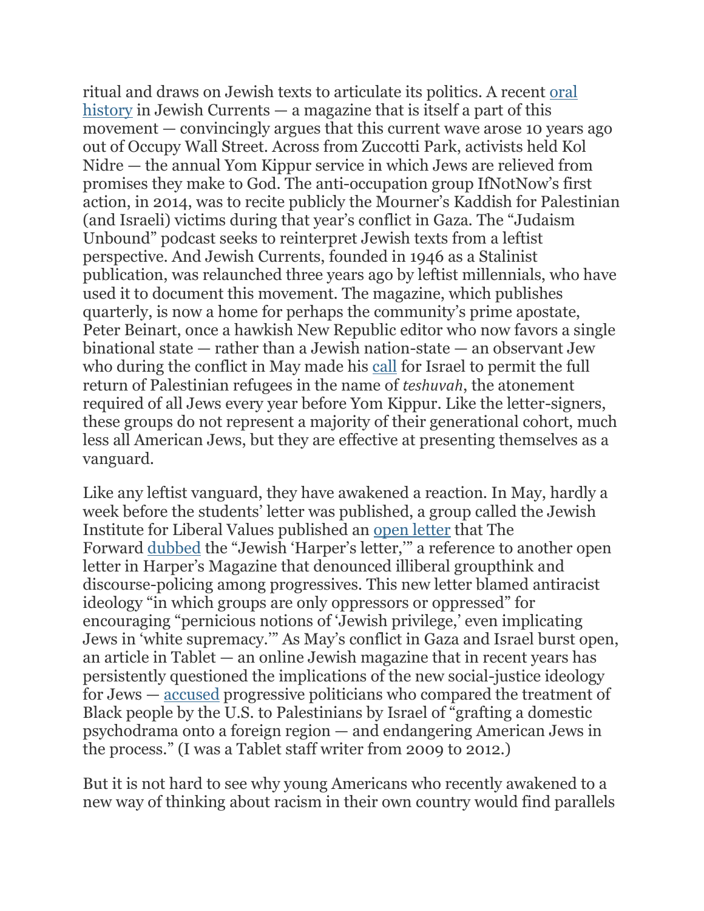ritual and draws on Jewish texts to articulate its politics. A recent oral history in Jewish Currents — a magazine that is itself a part of this movement — convincingly argues that this current wave arose 10 years ago out of Occupy Wall Street. Across from Zuccotti Park, activists held Kol Nidre — the annual Yom Kippur service in which Jews are relieved from promises they make to God. The anti-occupation group IfNotNow's first action, in 2014, was to recite publicly the Mourner's Kaddish for Palestinian (and Israeli) victims during that year's conflict in Gaza. The "Judaism Unbound" podcast seeks to reinterpret Jewish texts from a leftist perspective. And Jewish Currents, founded in 1946 as a Stalinist publication, was relaunched three years ago by leftist millennials, who have used it to document this movement. The magazine, which publishes quarterly, is now a home for perhaps the community's prime apostate, Peter Beinart, once a hawkish New Republic editor who now favors a single binational state — rather than a Jewish nation-state — an observant Jew who during the conflict in May made his call for Israel to permit the full return of Palestinian refugees in the name of *teshuvah*, the atonement required of all Jews every year before Yom Kippur. Like the letter-signers, these groups do not represent a majority of their generational cohort, much less all American Jews, but they are effective at presenting themselves as a vanguard.

Like any leftist vanguard, they have awakened a reaction. In May, hardly a week before the students' letter was published, a group called the Jewish Institute for Liberal Values published an open letter that The Forward dubbed the "Jewish 'Harper's letter,'" a reference to another open letter in Harper's Magazine that denounced illiberal groupthink and discourse-policing among progressives. This new letter blamed antiracist ideology "in which groups are only oppressors or oppressed" for encouraging "pernicious notions of 'Jewish privilege,' even implicating Jews in 'white supremacy.'" As May's conflict in Gaza and Israel burst open, an article in Tablet — an online Jewish magazine that in recent years has persistently questioned the implications of the new social-justice ideology for Jews — accused progressive politicians who compared the treatment of Black people by the U.S. to Palestinians by Israel of "grafting a domestic psychodrama onto a foreign region — and endangering American Jews in the process." (I was a Tablet staff writer from 2009 to 2012.)

But it is not hard to see why young Americans who recently awakened to a new way of thinking about racism in their own country would find parallels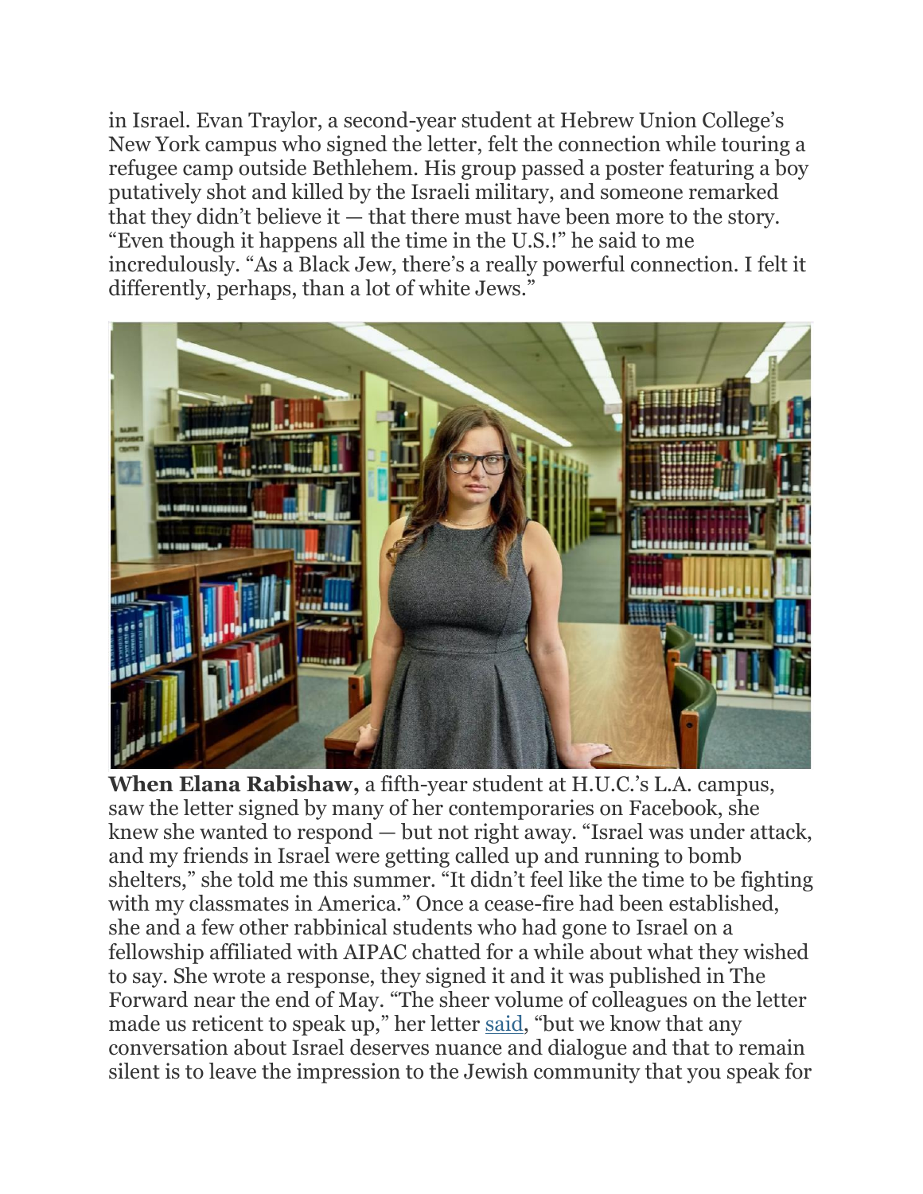in Israel. Evan Traylor, a second-year student at Hebrew Union College's New York campus who signed the letter, felt the connection while touring a refugee camp outside Bethlehem. His group passed a poster featuring a boy putatively shot and killed by the Israeli military, and someone remarked that they didn't believe it — that there must have been more to the story. "Even though it happens all the time in the U.S.!" he said to me incredulously. "As a Black Jew, there's a really powerful connection. I felt it differently, perhaps, than a lot of white Jews."

**When Elana Rabishaw,** a fifth-year student at H.U.C.'s L.A. campus, saw the letter signed by many of her contemporaries on Facebook, she knew she wanted to respond — but not right away. "Israel was under attack, and my friends in Israel were getting called up and running to bomb shelters," she told me this summer. "It didn't feel like the time to be fighting with my classmates in America." Once a cease-fire had been established, she and a few other rabbinical students who had gone to Israel on a fellowship affiliated with AIPAC chatted for a while about what they wished to say. She wrote a response, they signed it and it was published in The Forward near the end of May. "The sheer volume of colleagues on the letter made us reticent to speak up," her letter said, "but we know that any conversation about Israel deserves nuance and dialogue and that to remain silent is to leave the impression to the Jewish community that you speak for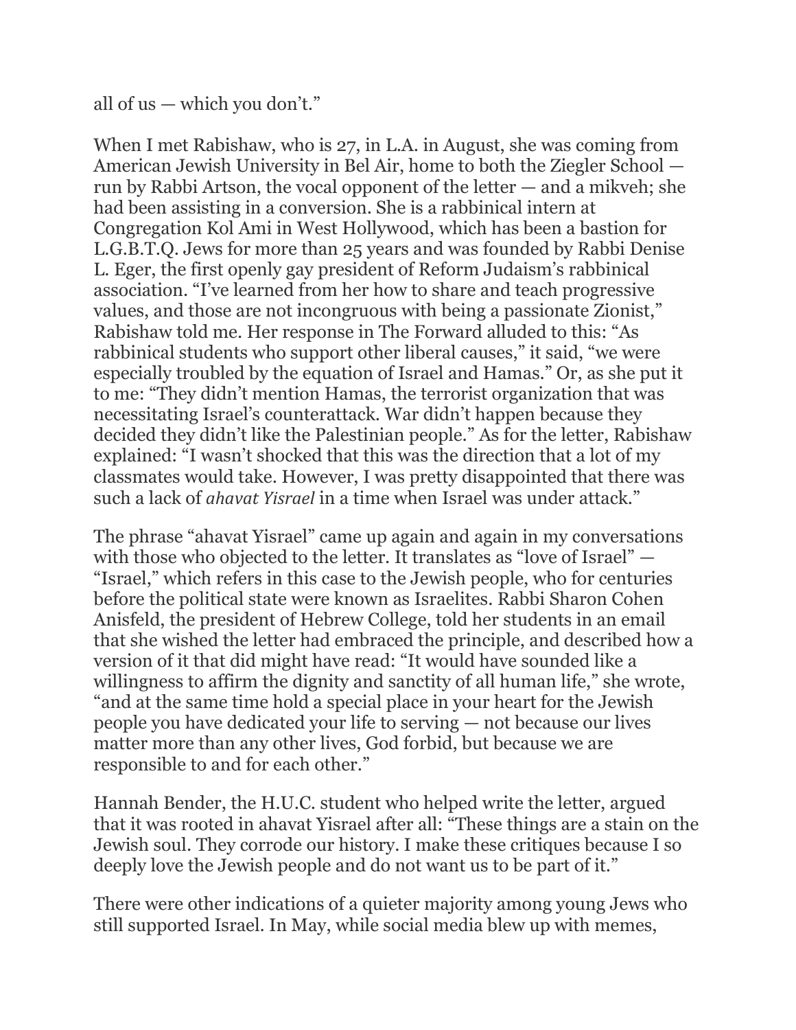all of us — which you don't."

When I met Rabishaw, who is 27, in L.A. in August, she was coming from American Jewish University in Bel Air, home to both the Ziegler School — run by Rabbi Artson, the vocal opponent of the letter — and a mikveh; she had been assisting in a conversion. She is a rabbinical intern at Congregation Kol Ami in West Hollywood, which has been a bastion for L.G.B.T.Q. Jews for more than 25 years and was founded by Rabbi Denise L. Eger, the first openly gay president of Reform Judaism's rabbinical association. "I've learned from her how to share and teach progressive values, and those are not incongruous with being a passionate Zionist," Rabishaw told me. Her response in The Forward alluded to this: "As rabbinical students who support other liberal causes," it said, "we were especially troubled by the equation of Israel and Hamas." Or, as she put it to me: "They didn't mention Hamas, the terrorist organization that was necessitating Israel's counterattack. War didn't happen because they decided they didn't like the Palestinian people." As for the letter, Rabishaw explained: "I wasn't shocked that this was the direction that a lot of my classmates would take. However, I was pretty disappointed that there was such a lack of *ahavat Yisrael* in a time when Israel was under attack."

The phrase "ahavat Yisrael" came up again and again in my conversations with those who objected to the letter. It translates as "love of Israel" — "Israel," which refers in this case to the Jewish people, who for centuries before the political state were known as Israelites. Rabbi Sharon Cohen Anisfeld, the president of Hebrew College, told her students in an email that she wished the letter had embraced the principle, and described how a version of it that did might have read: "It would have sounded like a willingness to affirm the dignity and sanctity of all human life," she wrote, "and at the same time hold a special place in your heart for the Jewish people you have dedicated your life to serving — not because our lives matter more than any other lives, God forbid, but because we are responsible to and for each other."

Hannah Bender, the H.U.C. student who helped write the letter, argued that it was rooted in ahavat Yisrael after all: "These things are a stain on the Jewish soul. They corrode our history. I make these critiques because I so deeply love the Jewish people and do not want us to be part of it."

There were other indications of a quieter majority among young Jews who still supported Israel. In May, while social media blew up with memes,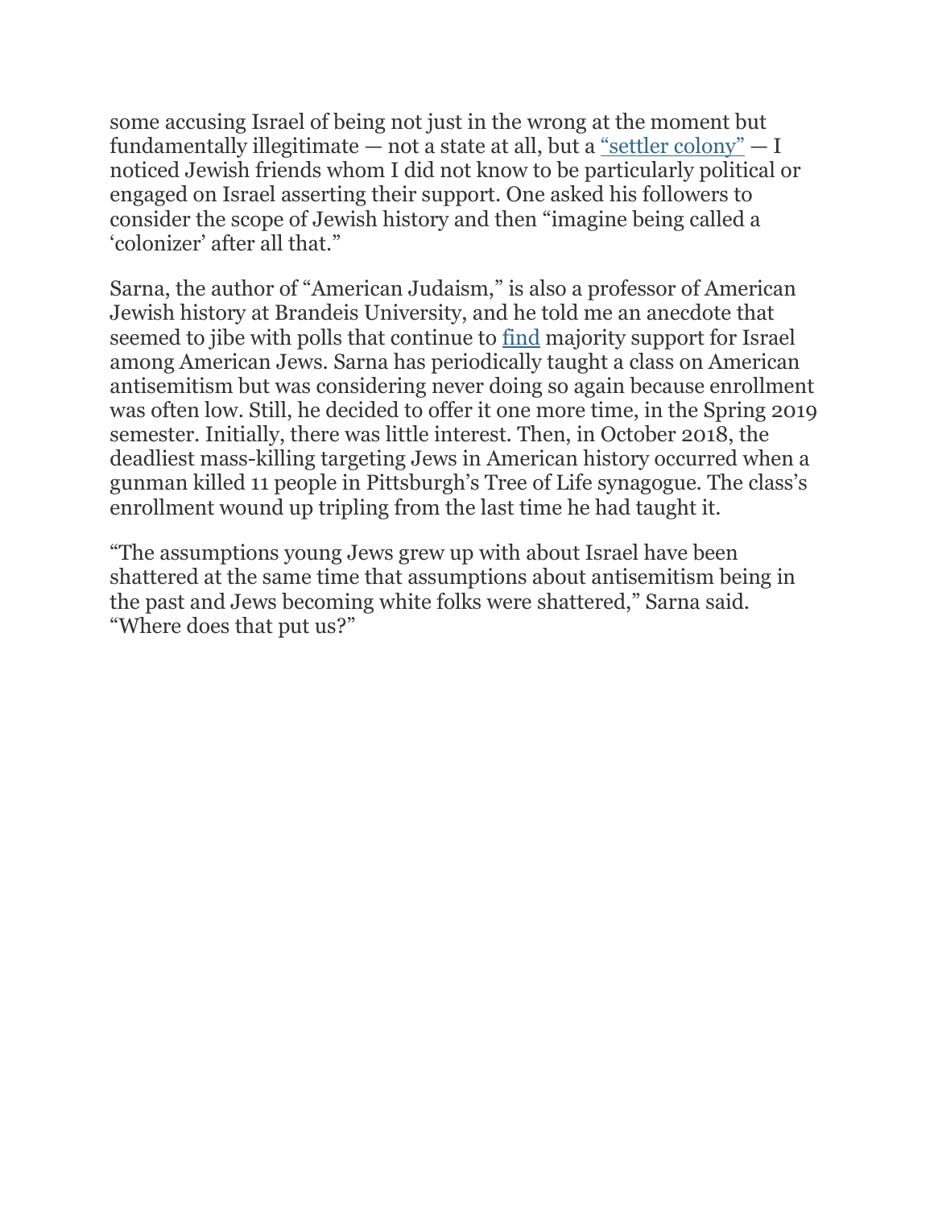some accusing Israel of being not just in the wrong at the moment but fundamentally illegitimate — not a state at all, but a "settler colony" — I noticed Jewish friends whom I did not know to be particularly political or engaged on Israel asserting their support. One asked his followers to consider the scope of Jewish history and then "imagine being called a 'colonizer' after all that."

Sarna, the author of "American Judaism," is also a professor of American Jewish history at Brandeis University, and he told me an anecdote that seemed to jibe with polls that continue to find majority support for Israel among American Jews. Sarna has periodically taught a class on American antisemitism but was considering never doing so again because enrollment was often low. Still, he decided to offer it one more time, in the Spring 2019 semester. Initially, there was little interest. Then, in October 2018, the deadliest mass-killing targeting Jews in American history occurred when a gunman killed 11 people in Pittsburgh's Tree of Life synagogue. The class's enrollment wound up tripling from the last time he had taught it.

"The assumptions young Jews grew up with about Israel have been shattered at the same time that assumptions about antisemitism being in the past and Jews becoming white folks were shattered," Sarna said. "Where does that put us?"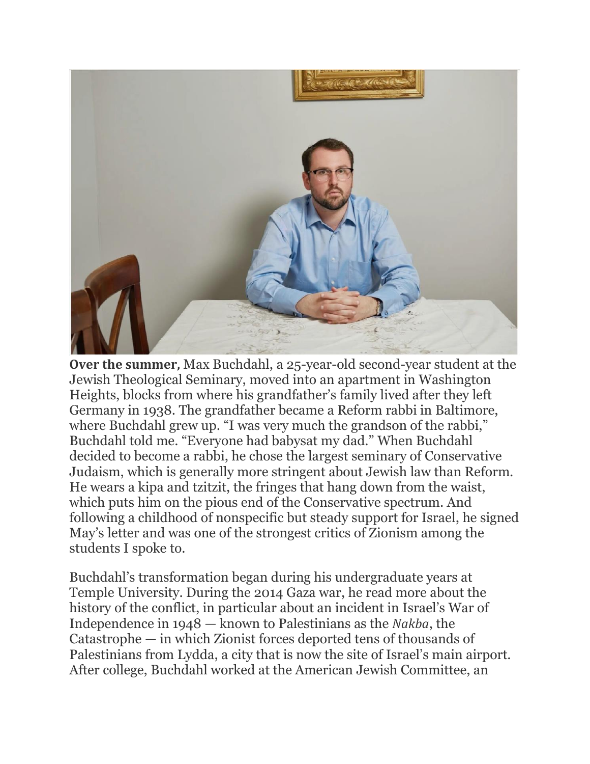**Over the summer,** Max Buchdahl, a 25-year-old second-year student at the Jewish Theological Seminary, moved into an apartment in Washington Heights, blocks from where his grandfather's family lived after they left Germany in 1938. The grandfather became a Reform rabbi in Baltimore, where Buchdahl grew up. "I was very much the grandson of the rabbi," Buchdahl told me. "Everyone had babysat my dad." When Buchdahl decided to become a rabbi, he chose the largest seminary of Conservative Judaism, which is generally more stringent about Jewish law than Reform. He wears a kipa and tzitzit, the fringes that hang down from the waist, which puts him on the pious end of the Conservative spectrum. And following a childhood of nonspecific but steady support for Israel, he signed May's letter and was one of the strongest critics of Zionism among the students I spoke to.

Buchdahl's transformation began during his undergraduate years at Temple University. During the 2014 Gaza war, he read more about the history of the conflict, in particular about an incident in Israel's War of Independence in 1948 — known to Palestinians as the *Nakba*, the Catastrophe — in which Zionist forces deported tens of thousands of Palestinians from Lydda, a city that is now the site of Israel's main airport. After college, Buchdahl worked at the American Jewish Committee, an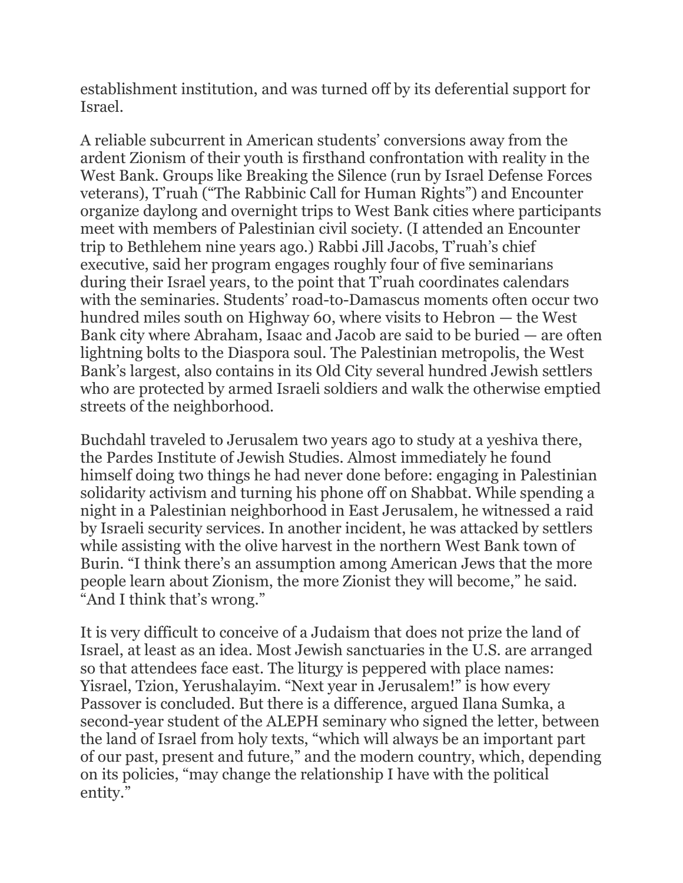establishment institution, and was turned off by its deferential support for Israel.

A reliable subcurrent in American students' conversions away from the ardent Zionism of their youth is firsthand confrontation with reality in the West Bank. Groups like Breaking the Silence (run by Israel Defense Forces veterans), T'ruah ("The Rabbinic Call for Human Rights") and Encounter organize daylong and overnight trips to West Bank cities where participants meet with members of Palestinian civil society. (I attended an Encounter trip to Bethlehem nine years ago.) Rabbi Jill Jacobs, T'ruah's chief executive, said her program engages roughly four of five seminarians during their Israel years, to the point that T'ruah coordinates calendars with the seminaries. Students' road-to-Damascus moments often occur two hundred miles south on Highway 60, where visits to Hebron — the West Bank city where Abraham, Isaac and Jacob are said to be buried — are often lightning bolts to the Diaspora soul. The Palestinian metropolis, the West Bank's largest, also contains in its Old City several hundred Jewish settlers who are protected by armed Israeli soldiers and walk the otherwise emptied streets of the neighborhood.

Buchdahl traveled to Jerusalem two years ago to study at a yeshiva there, the Pardes Institute of Jewish Studies. Almost immediately he found himself doing two things he had never done before: engaging in Palestinian solidarity activism and turning his phone off on Shabbat. While spending a night in a Palestinian neighborhood in East Jerusalem, he witnessed a raid by Israeli security services. In another incident, he was attacked by settlers while assisting with the olive harvest in the northern West Bank town of Burin. "I think there's an assumption among American Jews that the more people learn about Zionism, the more Zionist they will become," he said. "And I think that's wrong."

It is very difficult to conceive of a Judaism that does not prize the land of Israel, at least as an idea. Most Jewish sanctuaries in the U.S. are arranged so that attendees face east. The liturgy is peppered with place names: Yisrael, Tzion, Yerushalayim. "Next year in Jerusalem!" is how every Passover is concluded. But there is a difference, argued Ilana Sumka, a second-year student of the ALEPH seminary who signed the letter, between the land of Israel from holy texts, "which will always be an important part of our past, present and future," and the modern country, which, depending on its policies, "may change the relationship I have with the political entity."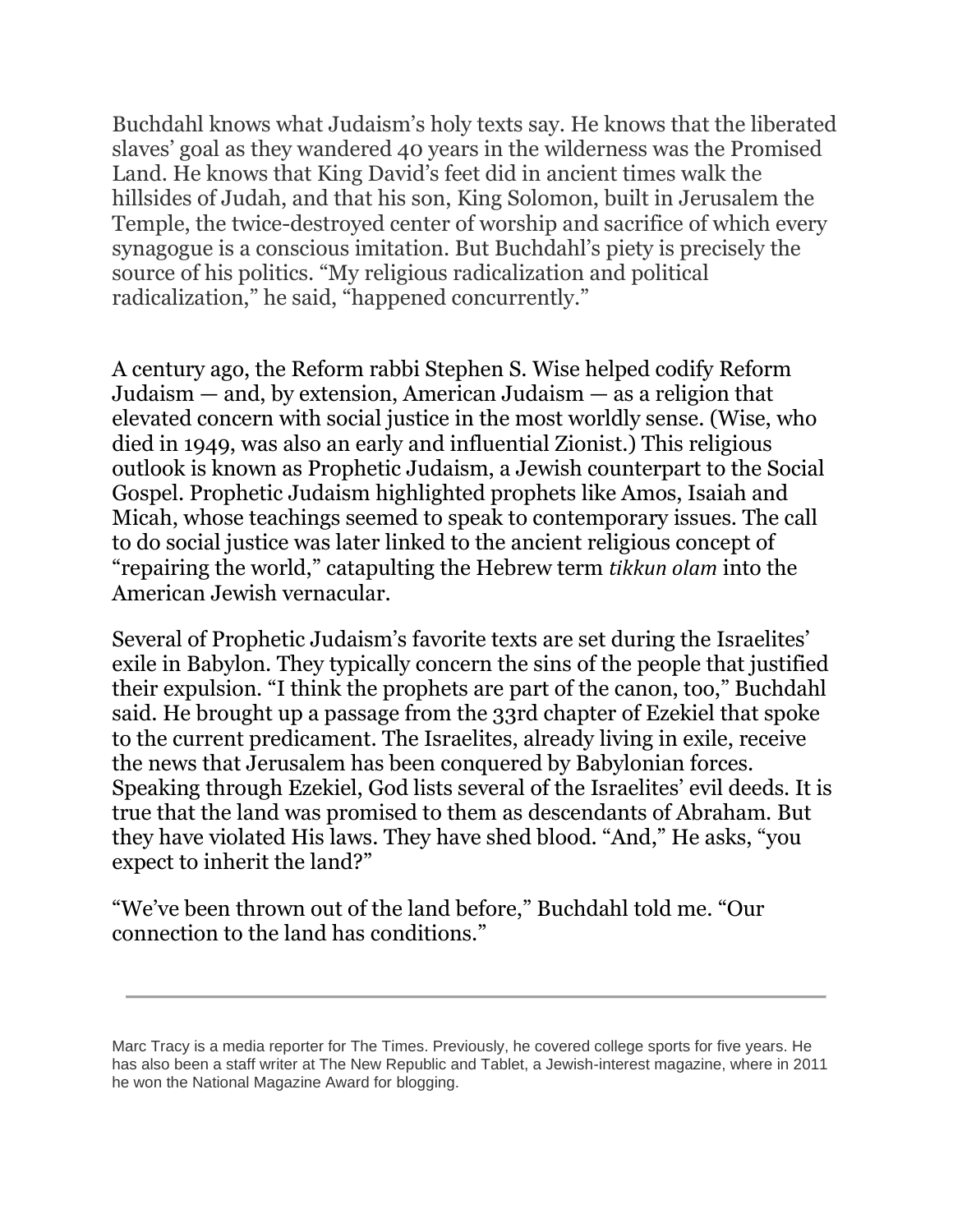Buchdahl knows what Judaism's holy texts say. He knows that the liberated slaves' goal as they wandered 40 years in the wilderness was the Promised Land. He knows that King David's feet did in ancient times walk the hillsides of Judah, and that his son, King Solomon, built in Jerusalem the Temple, the twice-destroyed center of worship and sacrifice of which every synagogue is a conscious imitation. But Buchdahl's piety is precisely the source of his politics. "My religious radicalization and political radicalization," he said, "happened concurrently."

A century ago, the Reform rabbi Stephen S. Wise helped codify Reform Judaism — and, by extension, American Judaism — as a religion that elevated concern with social justice in the most worldly sense. (Wise, who died in 1949, was also an early and influential Zionist.) This religious outlook is known as Prophetic Judaism, a Jewish counterpart to the Social Gospel. Prophetic Judaism highlighted prophets like Amos, Isaiah and Micah, whose teachings seemed to speak to contemporary issues. The call to do social justice was later linked to the ancient religious concept of "repairing the world," catapulting the Hebrew term *tikkun olam* into the American Jewish vernacular.

Several of Prophetic Judaism's favorite texts are set during the Israelites' exile in Babylon. They typically concern the sins of the people that justified their expulsion. "I think the prophets are part of the canon, too," Buchdahl said. He brought up a passage from the 33rd chapter of Ezekiel that spoke to the current predicament. The Israelites, already living in exile, receive the news that Jerusalem has been conquered by Babylonian forces. Speaking through Ezekiel, God lists several of the Israelites' evil deeds. It is true that the land was promised to them as descendants of Abraham. But they have violated His laws. They have shed blood. "And," He asks, "you expect to inherit the land?"

"We've been thrown out of the land before," Buchdahl told me. "Our connection to the land has conditions."

---

Marc Tracy is a media reporter for The Times. Previously, he covered college sports for five years. He has also been a staff writer at The New Republic and Tablet, a Jewish-interest magazine, where in 2011 he won the National Magazine Award for blogging.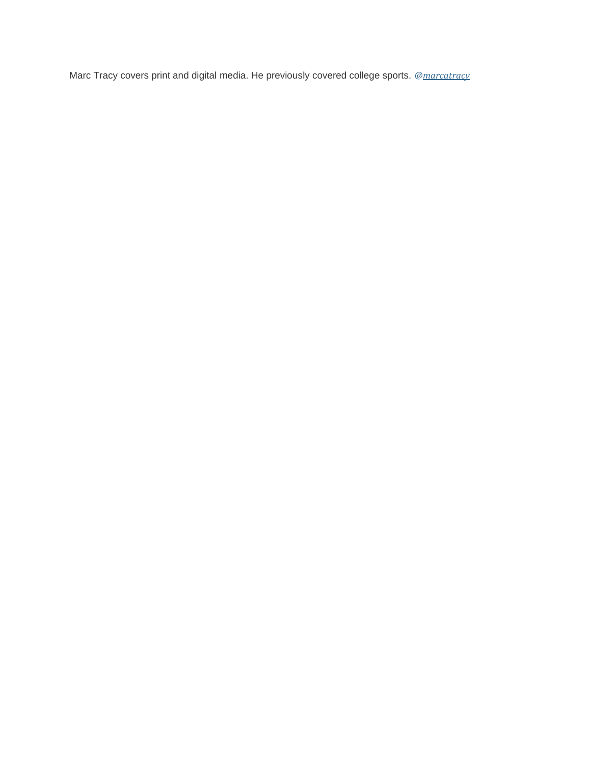Marc Tracy covers print and digital media. He previously covered college sports. *@marcatracy*